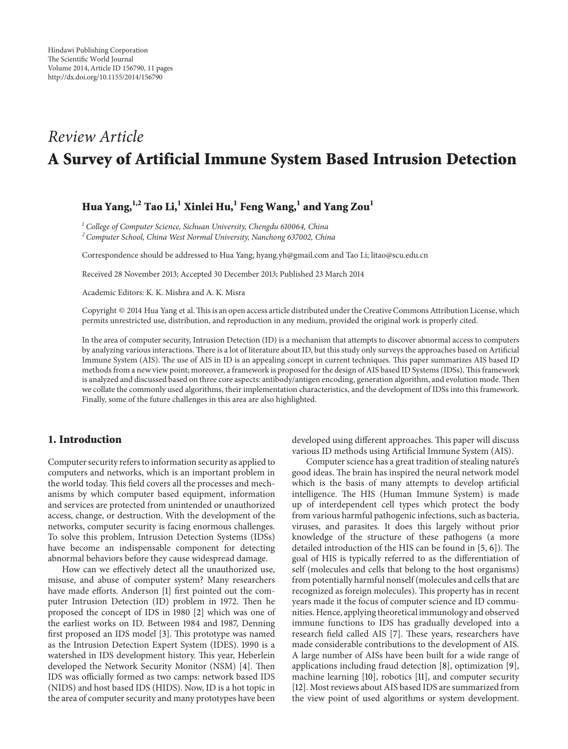Hindawi Publishing Corporation
The Scientific World Journal
Volume 2014, Article ID 156790, 11 pages
http://dx.doi.org/10.1155/2014/156790

*Review Article*

# A Survey of Artificial Immune System Based Intrusion Detection

**Hua Yang,[1,2] Tao Li,[1] Xinlei Hu,[1] Feng Wang,[1] and Yang Zou[1]**

[1] *College of Computer Science, Sichuan University, Chengdu 610064, China*
[2] *Computer School, China West Normal University, Nanchong 637002, China*

Correspondence should be addressed to Hua Yang; hyang.yh@gmail.com and Tao Li; litao@scu.edu.cn

Received 28 November 2013; Accepted 30 December 2013; Published 23 March 2014

Academic Editors: K. K. Mishra and A. K. Misra

Copyright © 2014 Hua Yang et al. This is an open access article distributed under the Creative Commons Attribution License, which permits unrestricted use, distribution, and reproduction in any medium, provided the original work is properly cited.

In the area of computer security, Intrusion Detection (ID) is a mechanism that attempts to discover abnormal access to computers by analyzing various interactions. There is a lot of literature about ID, but this study only surveys the approaches based on Artificial Immune System (AIS). The use of AIS in ID is an appealing concept in current techniques. This paper summarizes AIS based ID methods from a new view point; moreover, a framework is proposed for the design of AIS based ID Systems (IDSs). This framework is analyzed and discussed based on three core aspects: antibody/antigen encoding, generation algorithm, and evolution mode. Then we collate the commonly used algorithms, their implementation characteristics, and the development of IDSs into this framework. Finally, some of the future challenges in this area are also highlighted.

## 1. Introduction

Computer security refers to information security as applied to computers and networks, which is an important problem in the world today. This field covers all the processes and mechanisms by which computer based equipment, information and services are protected from unintended or unauthorized access, change, or destruction. With the development of the networks, computer security is facing enormous challenges. To solve this problem, Intrusion Detection Systems (IDSs) have become an indispensable component for detecting abnormal behaviors before they cause widespread damage.

How can we effectively detect all the unauthorized use, misuse, and abuse of computer system? Many researchers have made efforts. Anderson [1] first pointed out the computer Intrusion Detection (ID) problem in 1972. Then he proposed the concept of IDS in 1980 [2] which was one of the earliest works on ID. Between 1984 and 1987, Denning first proposed an IDS model [3]. This prototype was named as the Intrusion Detection Expert System (IDES). 1990 is a watershed in IDS development history. This year, Heberlein developed the Network Security Monitor (NSM) [4]. Then IDS was officially formed as two camps: network based IDS (NIDS) and host based IDS (HIDS). Now, ID is a hot topic in the area of computer security and many prototypes have been developed using different approaches. This paper will discuss various ID methods using Artificial Immune System (AIS).

Computer science has a great tradition of stealing nature's good ideas. The brain has inspired the neural network model which is the basis of many attempts to develop artificial intelligence. The HIS (Human Immune System) is made up of interdependent cell types which protect the body from various harmful pathogenic infections, such as bacteria, viruses, and parasites. It does this largely without prior knowledge of the structure of these pathogens (a more detailed introduction of the HIS can be found in [5, 6]). The goal of HIS is typically referred to as the differentiation of self (molecules and cells that belong to the host organisms) from potentially harmful nonself (molecules and cells that are recognized as foreign molecules). This property has in recent years made it the focus of computer science and ID communities. Hence, applying theoretical immunology and observed immune functions to IDS has gradually developed into a research field called AIS [7]. These years, researchers have made considerable contributions to the development of AIS. A large number of AISs have been built for a wide range of applications including fraud detection [8], optimization [9], machine learning [10], robotics [11], and computer security [12]. Most reviews about AIS based IDS are summarized from the view point of used algorithms or system development.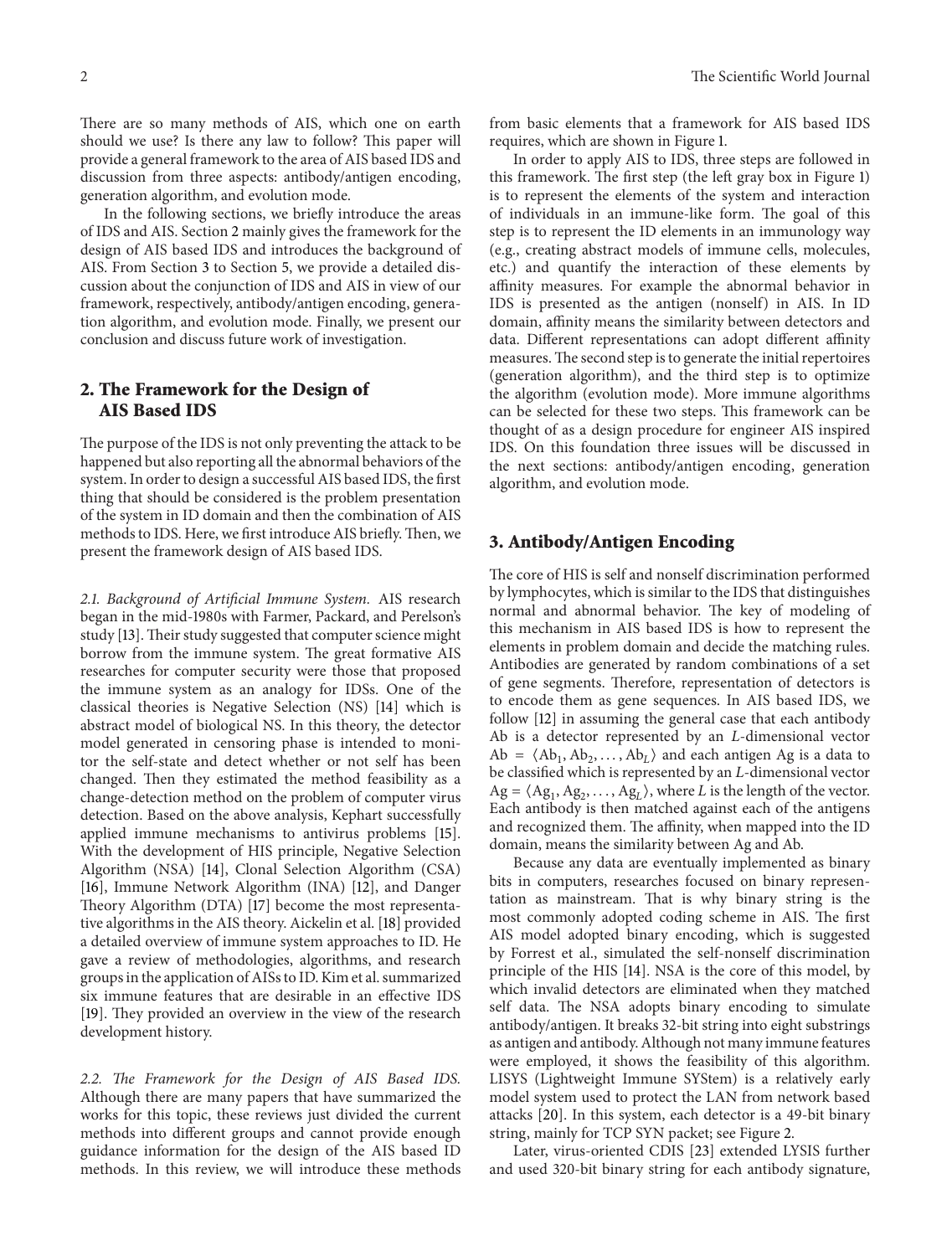There are so many methods of AIS, which one on earth should we use? Is there any law to follow? This paper will provide a general framework to the area of AIS based IDS and discussion from three aspects: antibody/antigen encoding, generation algorithm, and evolution mode.

In the following sections, we briefly introduce the areas of IDS and AIS. Section 2 mainly gives the framework for the design of AIS based IDS and introduces the background of AIS. From Section 3 to Section 5, we provide a detailed discussion about the conjunction of IDS and AIS in view of our framework, respectively, antibody/antigen encoding, generation algorithm, and evolution mode. Finally, we present our conclusion and discuss future work of investigation.

## 2. The Framework for the Design of AIS Based IDS

The purpose of the IDS is not only preventing the attack to be happened but also reporting all the abnormal behaviors of the system. In order to design a successful AIS based IDS, the first thing that should be considered is the problem presentation of the system in ID domain and then the combination of AIS methods to IDS. Here, we first introduce AIS briefly. Then, we present the framework design of AIS based IDS.

*2.1. Background of Artificial Immune System.* AIS research began in the mid-1980s with Farmer, Packard, and Perelson's study [13]. Their study suggested that computer science might borrow from the immune system. The great formative AIS researches for computer security were those that proposed the immune system as an analogy for IDSs. One of the classical theories is Negative Selection (NS) [14] which is abstract model of biological NS. In this theory, the detector model generated in censoring phase is intended to monitor the self-state and detect whether or not self has been changed. Then they estimated the method feasibility as a change-detection method on the problem of computer virus detection. Based on the above analysis, Kephart successfully applied immune mechanisms to antivirus problems [15]. With the development of HIS principle, Negative Selection Algorithm (NSA) [14], Clonal Selection Algorithm (CSA) [16], Immune Network Algorithm (INA) [12], and Danger Theory Algorithm (DTA) [17] become the most representative algorithms in the AIS theory. Aickelin et al. [18] provided a detailed overview of immune system approaches to ID. He gave a review of methodologies, algorithms, and research groups in the application of AISs to ID. Kim et al. summarized six immune features that are desirable in an effective IDS [19]. They provided an overview in the view of the research development history.

*2.2. The Framework for the Design of AIS Based IDS.* Although there are many papers that have summarized the works for this topic, these reviews just divided the current methods into different groups and cannot provide enough guidance information for the design of the AIS based ID methods. In this review, we will introduce these methods from basic elements that a framework for AIS based IDS requires, which are shown in Figure 1.

In order to apply AIS to IDS, three steps are followed in this framework. The first step (the left gray box in Figure 1) is to represent the elements of the system and interaction of individuals in an immune-like form. The goal of this step is to represent the ID elements in an immunology way (e.g., creating abstract models of immune cells, molecules, etc.) and quantify the interaction of these elements by affinity measures. For example the abnormal behavior in IDS is presented as the antigen (nonself) in AIS. In ID domain, affinity means the similarity between detectors and data. Different representations can adopt different affinity measures. The second step is to generate the initial repertoires (generation algorithm), and the third step is to optimize the algorithm (evolution mode). More immune algorithms can be selected for these two steps. This framework can be thought of as a design procedure for engineer AIS inspired IDS. On this foundation three issues will be discussed in the next sections: antibody/antigen encoding, generation algorithm, and evolution mode.

## 3. Antibody/Antigen Encoding

The core of HIS is self and nonself discrimination performed by lymphocytes, which is similar to the IDS that distinguishes normal and abnormal behavior. The key of modeling of this mechanism in AIS based IDS is how to represent the elements in problem domain and decide the matching rules. Antibodies are generated by random combinations of a set of gene segments. Therefore, representation of detectors is to encode them as gene sequences. In AIS based IDS, we follow [12] in assuming the general case that each antibody Ab is a detector represented by an $L$-dimensional vector $\text{Ab} = \langle \text{Ab}_1, \text{Ab}_2, \ldots, \text{Ab}_L \rangle$ and each antigen Ag is a data to be classified which is represented by an $L$-dimensional vector $\text{Ag} = \langle \text{Ag}_1, \text{Ag}_2, \ldots, \text{Ag}_L \rangle$, where $L$ is the length of the vector. Each antibody is then matched against each of the antigens and recognized them. The affinity, when mapped into the ID domain, means the similarity between Ag and Ab.

Because any data are eventually implemented as binary bits in computers, researches focused on binary representation as mainstream. That is why binary string is the most commonly adopted coding scheme in AIS. The first AIS model adopted binary encoding, which is suggested by Forrest et al., simulated the self-nonself discrimination principle of the HIS [14]. NSA is the core of this model, by which invalid detectors are eliminated when they matched self data. The NSA adopts binary encoding to simulate antibody/antigen. It breaks 32-bit string into eight substrings as antigen and antibody. Although not many immune features were employed, it shows the feasibility of this algorithm. LISYS (Lightweight Immune SYStem) is a relatively early model system used to protect the LAN from network based attacks [20]. In this system, each detector is a 49-bit binary string, mainly for TCP SYN packet; see Figure 2.

Later, virus-oriented CDIS [23] extended LYSIS further and used 320-bit binary string for each antibody signature,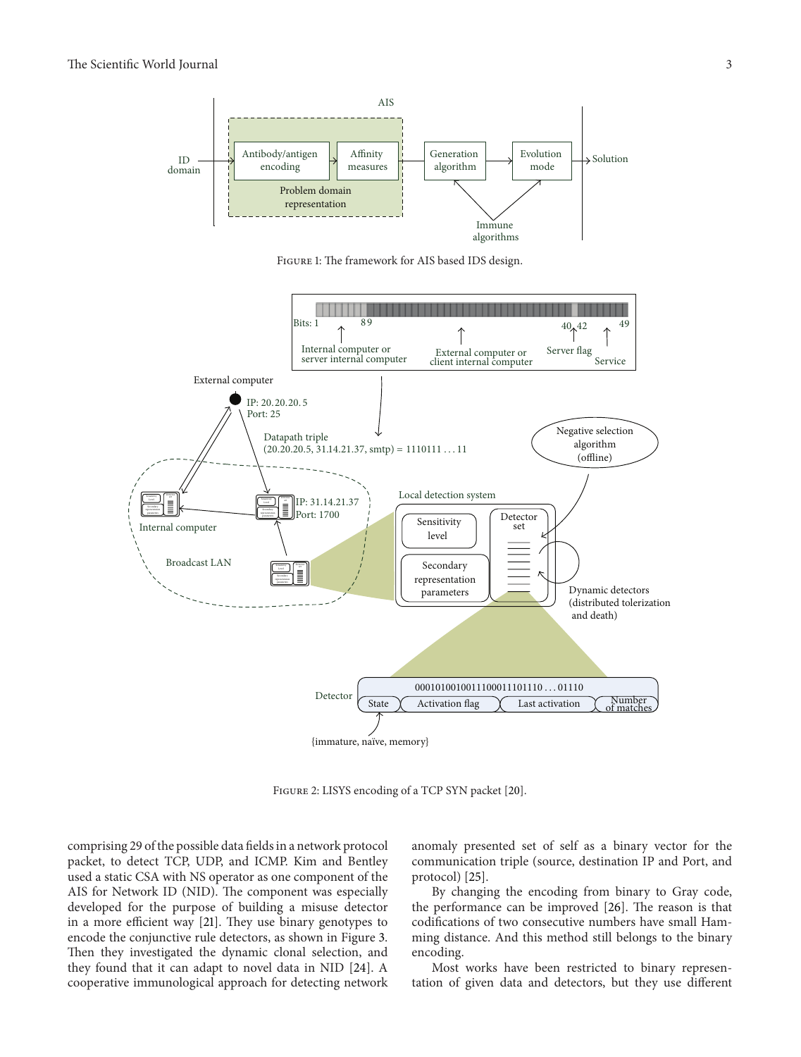Figure 1: The framework for AIS based IDS design.

Figure 2: LISYS encoding of a TCP SYN packet [20].

comprising 29 of the possible data fields in a network protocol packet, to detect TCP, UDP, and ICMP. Kim and Bentley used a static CSA with NS operator as one component of the AIS for Network ID (NID). The component was especially developed for the purpose of building a misuse detector in a more efficient way [21]. They use binary genotypes to encode the conjunctive rule detectors, as shown in Figure 3. Then they investigated the dynamic clonal selection, and they found that it can adapt to novel data in NID [24]. A cooperative immunological approach for detecting network anomaly presented set of self as a binary vector for the communication triple (source, destination IP and Port, and protocol) [25].

By changing the encoding from binary to Gray code, the performance can be improved [26]. The reason is that codifications of two consecutive numbers have small Hamming distance. And this method still belongs to the binary encoding.

Most works have been restricted to binary representation of given data and detectors, but they use different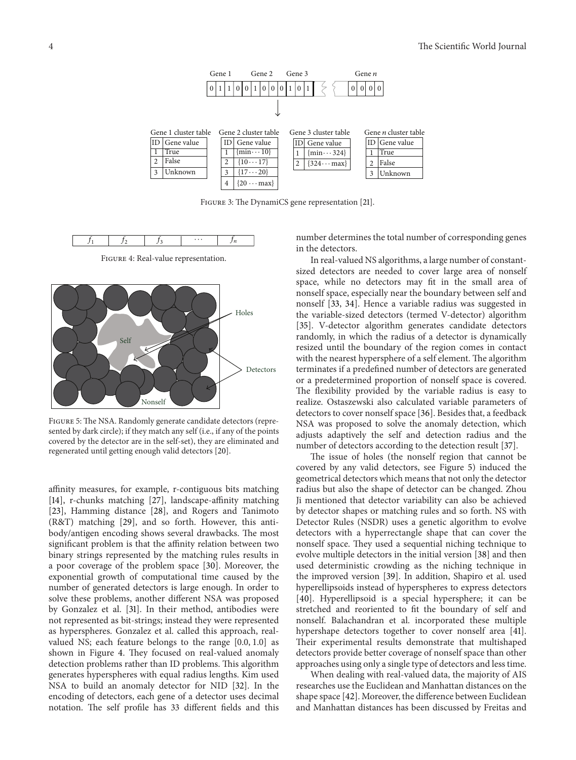| Gene 1 cluster table | |
|---|---|
| ID | Gene value |
| 1 | True |
| 2 | False |
| 3 | Unknown |

| Gene 2 cluster table | |
|---|---|
| ID | Gene value |
| 1 | {min ⋯ 10} |
| 2 | {10 ⋯ 17} |
| 3 | {17 ⋯ 20} |
| 4 | {20 ⋯ max} |

| Gene 3 cluster table | |
|---|---|
| ID | Gene value |
| 1 | {min ⋯ 324} |
| 2 | {324 ⋯ max} |

| Gene $n$ cluster table | |
|---|---|
| ID | Gene value |
| 1 | True |
| 2 | False |
| 3 | Unknown |

Figure 3: The DynamiCS gene representation [21].

| $f_1$ | $f_2$ | $f_3$ | ⋯ | $f_n$ |
|---|---|---|---|---|

Figure 4: Real-value representation.

Figure 5: The NSA. Randomly generate candidate detectors (represented by dark circle); if they match any self (i.e., if any of the points covered by the detector are in the self-set), they are eliminated and regenerated until getting enough valid detectors [20].

affinity measures, for example, r-contiguous bits matching [14], r-chunks matching [27], landscape-affinity matching [23], Hamming distance [28], and Rogers and Tanimoto (R&T) matching [29], and so forth. However, this antibody/antigen encoding shows several drawbacks. The most significant problem is that the affinity relation between two binary strings represented by the matching rules results in a poor coverage of the problem space [30]. Moreover, the exponential growth of computational time caused by the number of generated detectors is large enough. In order to solve these problems, another different NSA was proposed by Gonzalez et al. [31]. In their method, antibodies were not represented as bit-strings; instead they were represented as hyperspheres. Gonzalez et al. called this approach, real-valued NS; each feature belongs to the range [0.0, 1.0] as shown in Figure 4. They focused on real-valued anomaly detection problems rather than ID problems. This algorithm generates hyperspheres with equal radius lengths. Kim used NSA to build an anomaly detector for NID [32]. In the encoding of detectors, each gene of a detector uses decimal notation. The self profile has 33 different fields and this number determines the total number of corresponding genes in the detectors.

In real-valued NS algorithms, a large number of constant-sized detectors are needed to cover large area of nonself space, while no detectors may fit in the small area of nonself space, especially near the boundary between self and nonself [33, 34]. Hence a variable radius was suggested in the variable-sized detectors (termed V-detector) algorithm [35]. V-detector algorithm generates candidate detectors randomly, in which the radius of a detector is dynamically resized until the boundary of the region comes in contact with the nearest hypersphere of a self element. The algorithm terminates if a predefined number of detectors are generated or a predetermined proportion of nonself space is covered. The flexibility provided by the variable radius is easy to realize. Ostaszewski also calculated variable parameters of detectors to cover nonself space [36]. Besides that, a feedback NSA was proposed to solve the anomaly detection, which adjusts adaptively the self and detection radius and the number of detectors according to the detection result [37].

The issue of holes (the nonself region that cannot be covered by any valid detectors, see Figure 5) induced the geometrical detectors which means that not only the detector radius but also the shape of detector can be changed. Zhou Ji mentioned that detector variability can also be achieved by detector shapes or matching rules and so forth. NS with Detector Rules (NSDR) uses a genetic algorithm to evolve detectors with a hyperrectangle shape that can cover the nonself space. They used a sequential niching technique to evolve multiple detectors in the initial version [38] and then used deterministic crowding as the niching technique in the improved version [39]. In addition, Shapiro et al. used hyperellipsoids instead of hyperspheres to express detectors [40]. Hyperellipsoid is a special hypersphere; it can be stretched and reoriented to fit the boundary of self and nonself. Balachandran et al. incorporated these multiple hypershape detectors together to cover nonself area [41]. Their experimental results demonstrate that multishaped detectors provide better coverage of nonself space than other approaches using only a single type of detectors and less time.

When dealing with real-valued data, the majority of AIS researches use the Euclidean and Manhattan distances on the shape space [42]. Moreover, the difference between Euclidean and Manhattan distances has been discussed by Freitas and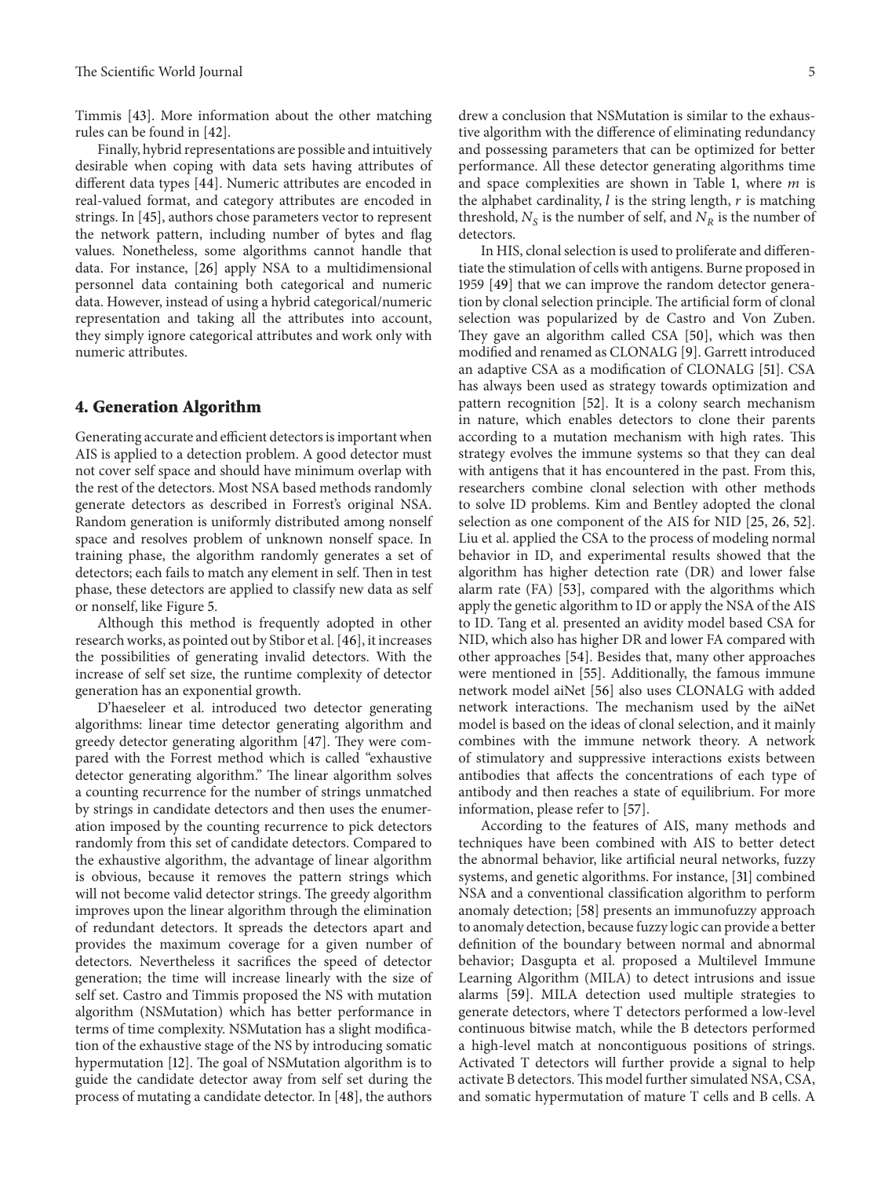Timmis [43]. More information about the other matching rules can be found in [42].

Finally, hybrid representations are possible and intuitively desirable when coping with data sets having attributes of different data types [44]. Numeric attributes are encoded in real-valued format, and category attributes are encoded in strings. In [45], authors chose parameters vector to represent the network pattern, including number of bytes and flag values. Nonetheless, some algorithms cannot handle that data. For instance, [26] apply NSA to a multidimensional personnel data containing both categorical and numeric data. However, instead of using a hybrid categorical/numeric representation and taking all the attributes into account, they simply ignore categorical attributes and work only with numeric attributes.

## 4. Generation Algorithm

Generating accurate and efficient detectors is important when AIS is applied to a detection problem. A good detector must not cover self space and should have minimum overlap with the rest of the detectors. Most NSA based methods randomly generate detectors as described in Forrest's original NSA. Random generation is uniformly distributed among nonself space and resolves problem of unknown nonself space. In training phase, the algorithm randomly generates a set of detectors; each fails to match any element in self. Then in test phase, these detectors are applied to classify new data as self or nonself, like Figure 5.

Although this method is frequently adopted in other research works, as pointed out by Stibor et al. [46], it increases the possibilities of generating invalid detectors. With the increase of self set size, the runtime complexity of detector generation has an exponential growth.

D'haeseleer et al. introduced two detector generating algorithms: linear time detector generating algorithm and greedy detector generating algorithm [47]. They were compared with the Forrest method which is called "exhaustive detector generating algorithm." The linear algorithm solves a counting recurrence for the number of strings unmatched by strings in candidate detectors and then uses the enumeration imposed by the counting recurrence to pick detectors randomly from this set of candidate detectors. Compared to the exhaustive algorithm, the advantage of linear algorithm is obvious, because it removes the pattern strings which will not become valid detector strings. The greedy algorithm improves upon the linear algorithm through the elimination of redundant detectors. It spreads the detectors apart and provides the maximum coverage for a given number of detectors. Nevertheless it sacrifices the speed of detector generation; the time will increase linearly with the size of self set. Castro and Timmis proposed the NS with mutation algorithm (NSMutation) which has better performance in terms of time complexity. NSMutation has a slight modification of the exhaustive stage of the NS by introducing somatic hypermutation [12]. The goal of NSMutation algorithm is to guide the candidate detector away from self set during the process of mutating a candidate detector. In [48], the authors drew a conclusion that NSMutation is similar to the exhaustive algorithm with the difference of eliminating redundancy and possessing parameters that can be optimized for better performance. All these detector generating algorithms time and space complexities are shown in Table 1, where $m$ is the alphabet cardinality, $l$ is the string length, $r$ is matching threshold, $N_S$ is the number of self, and $N_R$ is the number of detectors.

In HIS, clonal selection is used to proliferate and differentiate the stimulation of cells with antigens. Burne proposed in 1959 [49] that we can improve the random detector generation by clonal selection principle. The artificial form of clonal selection was popularized by de Castro and Von Zuben. They gave an algorithm called CSA [50], which was then modified and renamed as CLONALG [9]. Garrett introduced an adaptive CSA as a modification of CLONALG [51]. CSA has always been used as strategy towards optimization and pattern recognition [52]. It is a colony search mechanism in nature, which enables detectors to clone their parents according to a mutation mechanism with high rates. This strategy evolves the immune systems so that they can deal with antigens that it has encountered in the past. From this, researchers combine clonal selection with other methods to solve ID problems. Kim and Bentley adopted the clonal selection as one component of the AIS for NID [25, 26, 52]. Liu et al. applied the CSA to the process of modeling normal behavior in ID, and experimental results showed that the algorithm has higher detection rate (DR) and lower false alarm rate (FA) [53], compared with the algorithms which apply the genetic algorithm to ID or apply the NSA of the AIS to ID. Tang et al. presented an avidity model based CSA for NID, which also has higher DR and lower FA compared with other approaches [54]. Besides that, many other approaches were mentioned in [55]. Additionally, the famous immune network model aiNet [56] also uses CLONALG with added network interactions. The mechanism used by the aiNet model is based on the ideas of clonal selection, and it mainly combines with the immune network theory. A network of stimulatory and suppressive interactions exists between antibodies that affects the concentrations of each type of antibody and then reaches a state of equilibrium. For more information, please refer to [57].

According to the features of AIS, many methods and techniques have been combined with AIS to better detect the abnormal behavior, like artificial neural networks, fuzzy systems, and genetic algorithms. For instance, [31] combined NSA and a conventional classification algorithm to perform anomaly detection; [58] presents an immunofuzzy approach to anomaly detection, because fuzzy logic can provide a better definition of the boundary between normal and abnormal behavior; Dasgupta et al. proposed a Multilevel Immune Learning Algorithm (MILA) to detect intrusions and issue alarms [59]. MILA detection used multiple strategies to generate detectors, where T detectors performed a low-level continuous bitwise match, while the B detectors performed a high-level match at noncontiguous positions of strings. Activated T detectors will further provide a signal to help activate B detectors. This model further simulated NSA, CSA, and somatic hypermutation of mature T cells and B cells. A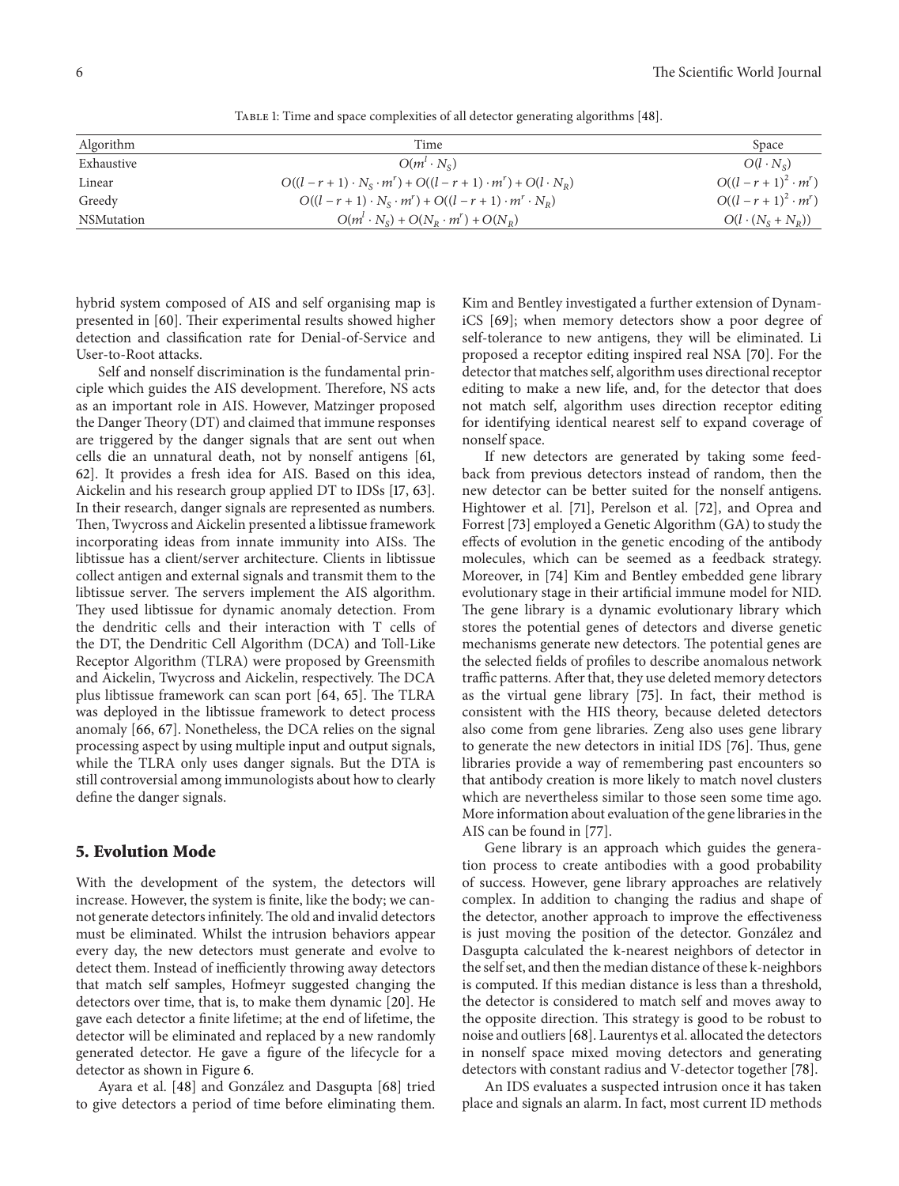Table 1: Time and space complexities of all detector generating algorithms [48].

| Algorithm | Time | Space |
|---|---|---|
| Exhaustive | $O(m^l \cdot N_S)$ | $O(l \cdot N_S)$ |
| Linear | $O((l-r+1) \cdot N_S \cdot m^r) + O((l-r+1) \cdot m^r) + O(l \cdot N_R)$ | $O((l-r+1)^2 \cdot m^r)$ |
| Greedy | $O((l-r+1) \cdot N_S \cdot m^r) + O((l-r+1) \cdot m^r \cdot N_R)$ | $O((l-r+1)^2 \cdot m^r)$ |
| NSMutation | $O(m^l \cdot N_S) + O(N_R \cdot m^r) + O(N_R)$ | $O(l \cdot (N_S + N_R))$ |

hybrid system composed of AIS and self organising map is presented in [60]. Their experimental results showed higher detection and classification rate for Denial-of-Service and User-to-Root attacks.

Self and nonself discrimination is the fundamental principle which guides the AIS development. Therefore, NS acts as an important role in AIS. However, Matzinger proposed the Danger Theory (DT) and claimed that immune responses are triggered by the danger signals that are sent out when cells die an unnatural death, not by nonself antigens [61, 62]. It provides a fresh idea for AIS. Based on this idea, Aickelin and his research group applied DT to IDSs [17, 63]. In their research, danger signals are represented as numbers. Then, Twycross and Aickelin presented a libtissue framework incorporating ideas from innate immunity into AISs. The libtissue has a client/server architecture. Clients in libtissue collect antigen and external signals and transmit them to the libtissue server. The servers implement the AIS algorithm. They used libtissue for dynamic anomaly detection. From the dendritic cells and their interaction with T cells of the DT, the Dendritic Cell Algorithm (DCA) and Toll-Like Receptor Algorithm (TLRA) were proposed by Greensmith and Aickelin, Twycross and Aickelin, respectively. The DCA plus libtissue framework can scan port [64, 65]. The TLRA was deployed in the libtissue framework to detect process anomaly [66, 67]. Nonetheless, the DCA relies on the signal processing aspect by using multiple input and output signals, while the TLRA only uses danger signals. But the DTA is still controversial among immunologists about how to clearly define the danger signals.

## 5. Evolution Mode

With the development of the system, the detectors will increase. However, the system is finite, like the body; we cannot generate detectors infinitely. The old and invalid detectors must be eliminated. Whilst the intrusion behaviors appear every day, the new detectors must generate and evolve to detect them. Instead of inefficiently throwing away detectors that match self samples, Hofmeyr suggested changing the detectors over time, that is, to make them dynamic [20]. He gave each detector a finite lifetime; at the end of lifetime, the detector will be eliminated and replaced by a new randomly generated detector. He gave a figure of the lifecycle for a detector as shown in Figure 6.

Ayara et al. [48] and González and Dasgupta [68] tried to give detectors a period of time before eliminating them. Kim and Bentley investigated a further extension of DynamiCS [69]; when memory detectors show a poor degree of self-tolerance to new antigens, they will be eliminated. Li proposed a receptor editing inspired real NSA [70]. For the detector that matches self, algorithm uses directional receptor editing to make a new life, and, for the detector that does not match self, algorithm uses direction receptor editing for identifying identical nearest self to expand coverage of nonself space.

If new detectors are generated by taking some feedback from previous detectors instead of random, then the new detector can be better suited for the nonself antigens. Hightower et al. [71], Perelson et al. [72], and Oprea and Forrest [73] employed a Genetic Algorithm (GA) to study the effects of evolution in the genetic encoding of the antibody molecules, which can be seemed as a feedback strategy. Moreover, in [74] Kim and Bentley embedded gene library evolutionary stage in their artificial immune model for NID. The gene library is a dynamic evolutionary library which stores the potential genes of detectors and diverse genetic mechanisms generate new detectors. The potential genes are the selected fields of profiles to describe anomalous network traffic patterns. After that, they use deleted memory detectors as the virtual gene library [75]. In fact, their method is consistent with the HIS theory, because deleted detectors also come from gene libraries. Zeng also uses gene library to generate the new detectors in initial IDS [76]. Thus, gene libraries provide a way of remembering past encounters so that antibody creation is more likely to match novel clusters which are nevertheless similar to those seen some time ago. More information about evaluation of the gene libraries in the AIS can be found in [77].

Gene library is an approach which guides the generation process to create antibodies with a good probability of success. However, gene library approaches are relatively complex. In addition to changing the radius and shape of the detector, another approach to improve the effectiveness is just moving the position of the detector. González and Dasgupta calculated the k-nearest neighbors of detector in the self set, and then the median distance of these k-neighbors is computed. If this median distance is less than a threshold, the detector is considered to match self and moves away to the opposite direction. This strategy is good to be robust to noise and outliers [68]. Laurentys et al. allocated the detectors in nonself space mixed moving detectors and generating detectors with constant radius and V-detector together [78].

An IDS evaluates a suspected intrusion once it has taken place and signals an alarm. In fact, most current ID methods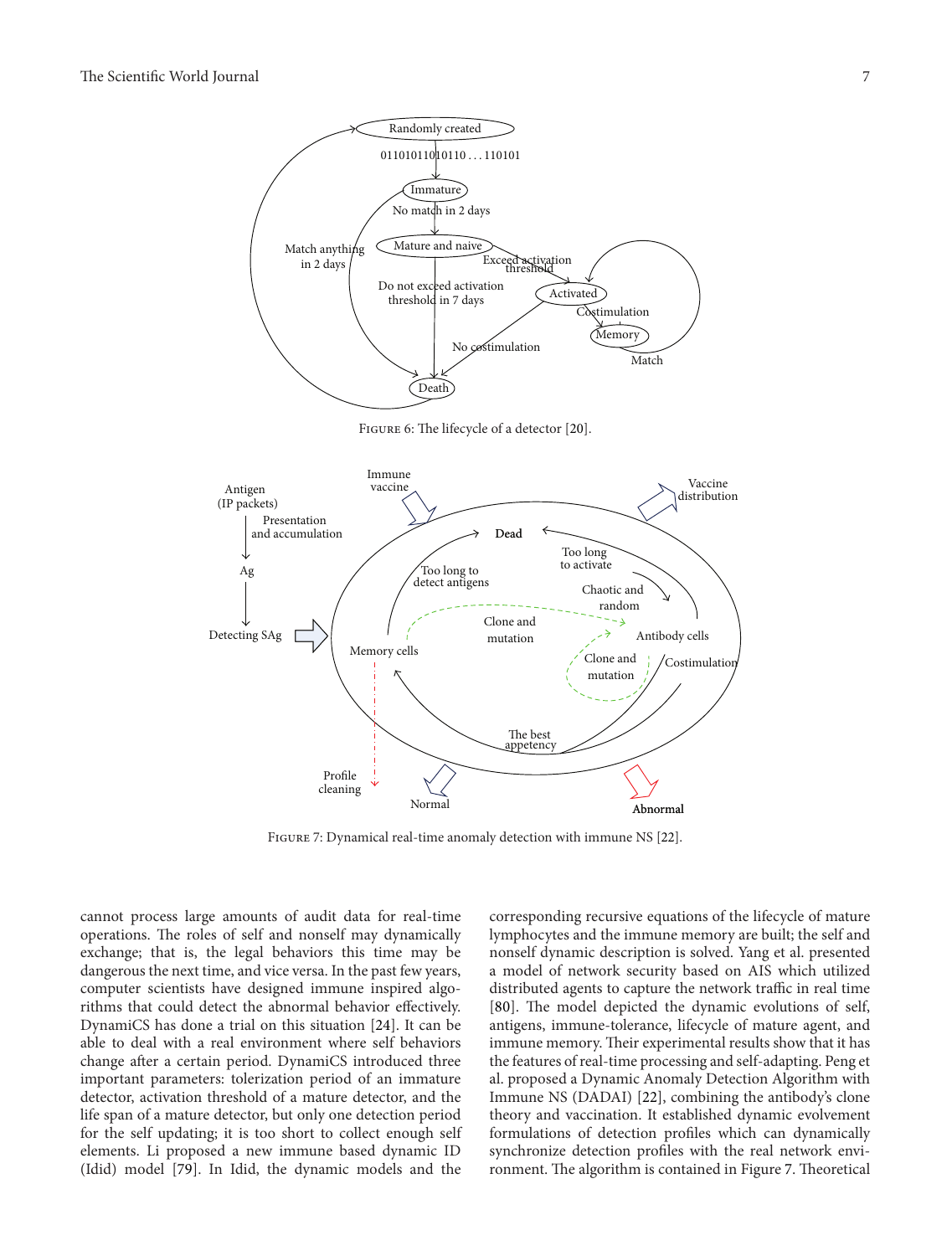Figure 6: The lifecycle of a detector [20].

Figure 7: Dynamical real-time anomaly detection with immune NS [22].

cannot process large amounts of audit data for real-time operations. The roles of self and nonself may dynamically exchange; that is, the legal behaviors this time may be dangerous the next time, and vice versa. In the past few years, computer scientists have designed immune inspired algorithms that could detect the abnormal behavior effectively. DynamiCS has done a trial on this situation [24]. It can be able to deal with a real environment where self behaviors change after a certain period. DynamiCS introduced three important parameters: tolerization period of an immature detector, activation threshold of a mature detector, and the life span of a mature detector, but only one detection period for the self updating; it is too short to collect enough self elements. Li proposed a new immune based dynamic ID (Idid) model [79]. In Idid, the dynamic models and the corresponding recursive equations of the lifecycle of mature lymphocytes and the immune memory are built; the self and nonself dynamic description is solved. Yang et al. presented a model of network security based on AIS which utilized distributed agents to capture the network traffic in real time [80]. The model depicted the dynamic evolutions of self, antigens, immune-tolerance, lifecycle of mature agent, and immune memory. Their experimental results show that it has the features of real-time processing and self-adapting. Peng et al. proposed a Dynamic Anomaly Detection Algorithm with Immune NS (DADAI) [22], combining the antibody's clone theory and vaccination. It established dynamic evolvement formulations of detection profiles which can dynamically synchronize detection profiles with the real network environment. The algorithm is contained in Figure 7. Theoretical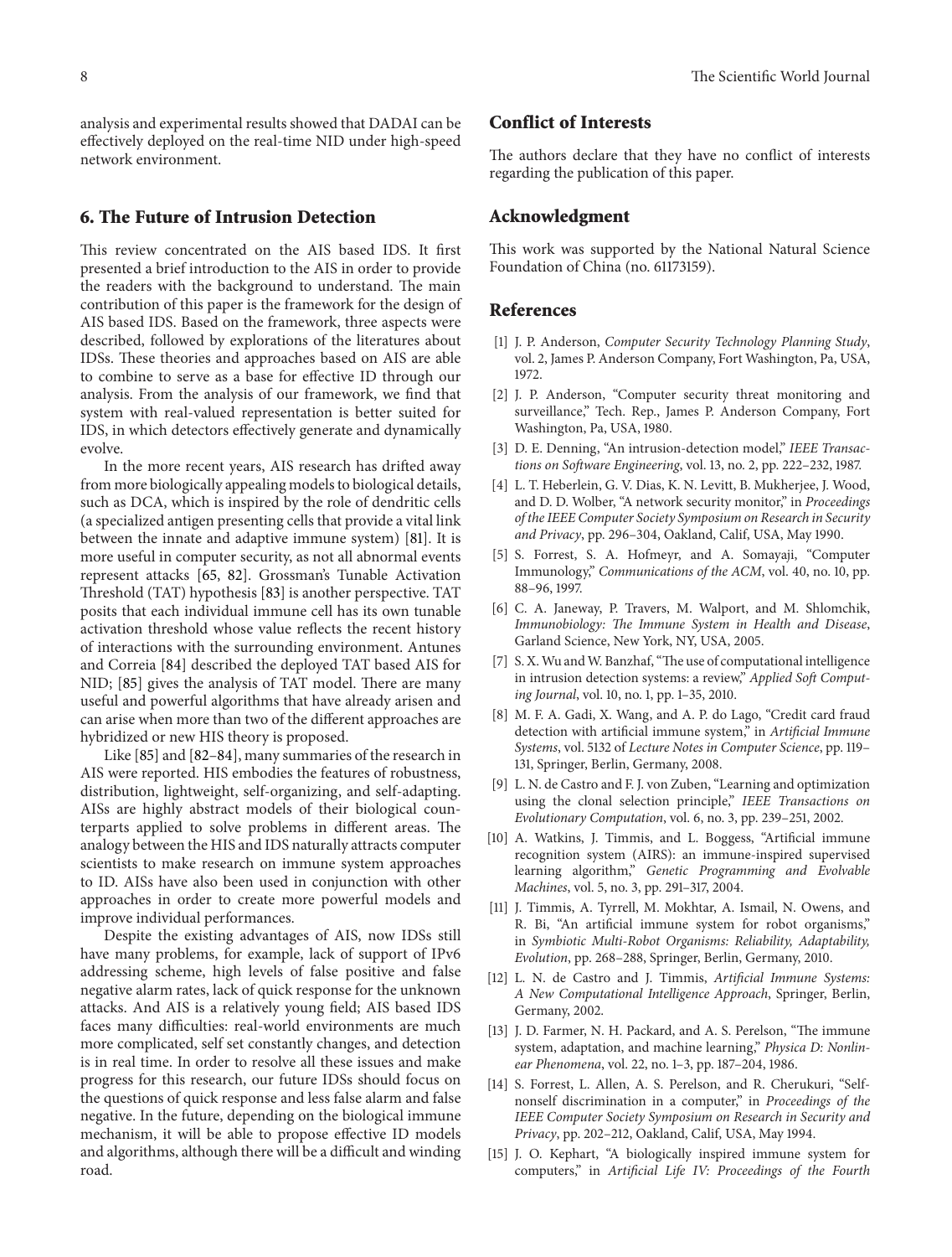analysis and experimental results showed that DADAI can be effectively deployed on the real-time NID under high-speed network environment.

## 6. The Future of Intrusion Detection

This review concentrated on the AIS based IDS. It first presented a brief introduction to the AIS in order to provide the readers with the background to understand. The main contribution of this paper is the framework for the design of AIS based IDS. Based on the framework, three aspects were described, followed by explorations of the literatures about IDSs. These theories and approaches based on AIS are able to combine to serve as a base for effective ID through our analysis. From the analysis of our framework, we find that system with real-valued representation is better suited for IDS, in which detectors effectively generate and dynamically evolve.

In the more recent years, AIS research has drifted away from more biologically appealing models to biological details, such as DCA, which is inspired by the role of dendritic cells (a specialized antigen presenting cells that provide a vital link between the innate and adaptive immune system) [81]. It is more useful in computer security, as not all abnormal events represent attacks [65, 82]. Grossman's Tunable Activation Threshold (TAT) hypothesis [83] is another perspective. TAT posits that each individual immune cell has its own tunable activation threshold whose value reflects the recent history of interactions with the surrounding environment. Antunes and Correia [84] described the deployed TAT based AIS for NID; [85] gives the analysis of TAT model. There are many useful and powerful algorithms that have already arisen and can arise when more than two of the different approaches are hybridized or new HIS theory is proposed.

Like [85] and [82–84], many summaries of the research in AIS were reported. HIS embodies the features of robustness, distribution, lightweight, self-organizing, and self-adapting. AISs are highly abstract models of their biological counterparts applied to solve problems in different areas. The analogy between the HIS and IDS naturally attracts computer scientists to make research on immune system approaches to ID. AISs have also been used in conjunction with other approaches in order to create more powerful models and improve individual performances.

Despite the existing advantages of AIS, now IDSs still have many problems, for example, lack of support of IPv6 addressing scheme, high levels of false positive and false negative alarm rates, lack of quick response for the unknown attacks. And AIS is a relatively young field; AIS based IDS faces many difficulties: real-world environments are much more complicated, self set constantly changes, and detection is in real time. In order to resolve all these issues and make progress for this research, our future IDSs should focus on the questions of quick response and less false alarm and false negative. In the future, depending on the biological immune mechanism, it will be able to propose effective ID models and algorithms, although there will be a difficult and winding road.

## Conflict of Interests

The authors declare that they have no conflict of interests regarding the publication of this paper.

## Acknowledgment

This work was supported by the National Natural Science Foundation of China (no. 61173159).

## References

[1] J. P. Anderson, *Computer Security Technology Planning Study*, vol. 2, James P. Anderson Company, Fort Washington, Pa, USA, 1972.

[2] J. P. Anderson, "Computer security threat monitoring and surveillance," Tech. Rep., James P. Anderson Company, Fort Washington, Pa, USA, 1980.

[3] D. E. Denning, "An intrusion-detection model," *IEEE Transactions on Software Engineering*, vol. 13, no. 2, pp. 222–232, 1987.

[4] L. T. Heberlein, G. V. Dias, K. N. Levitt, B. Mukherjee, J. Wood, and D. D. Wolber, "A network security monitor," in *Proceedings of the IEEE Computer Society Symposium on Research in Security and Privacy*, pp. 296–304, Oakland, Calif, USA, May 1990.

[5] S. Forrest, S. A. Hofmeyr, and A. Somayaji, "Computer Immunology," *Communications of the ACM*, vol. 40, no. 10, pp. 88–96, 1997.

[6] C. A. Janeway, P. Travers, M. Walport, and M. Shlomchik, *Immunobiology: The Immune System in Health and Disease*, Garland Science, New York, NY, USA, 2005.

[7] S. X. Wu and W. Banzhaf, "The use of computational intelligence in intrusion detection systems: a review," *Applied Soft Computing Journal*, vol. 10, no. 1, pp. 1–35, 2010.

[8] M. F. A. Gadi, X. Wang, and A. P. do Lago, "Credit card fraud detection with artificial immune system," in *Artificial Immune Systems*, vol. 5132 of *Lecture Notes in Computer Science*, pp. 119–131, Springer, Berlin, Germany, 2008.

[9] L. N. de Castro and F. J. von Zuben, "Learning and optimization using the clonal selection principle," *IEEE Transactions on Evolutionary Computation*, vol. 6, no. 3, pp. 239–251, 2002.

[10] A. Watkins, J. Timmis, and L. Boggess, "Artificial immune recognition system (AIRS): an immune-inspired supervised learning algorithm," *Genetic Programming and Evolvable Machines*, vol. 5, no. 3, pp. 291–317, 2004.

[11] J. Timmis, A. Tyrrell, M. Mokhtar, A. Ismail, N. Owens, and R. Bi, "An artificial immune system for robot organisms," in *Symbiotic Multi-Robot Organisms: Reliability, Adaptability, Evolution*, pp. 268–288, Springer, Berlin, Germany, 2010.

[12] L. N. de Castro and J. Timmis, *Artificial Immune Systems: A New Computational Intelligence Approach*, Springer, Berlin, Germany, 2002.

[13] J. D. Farmer, N. H. Packard, and A. S. Perelson, "The immune system, adaptation, and machine learning," *Physica D: Nonlinear Phenomena*, vol. 22, no. 1–3, pp. 187–204, 1986.

[14] S. Forrest, L. Allen, A. S. Perelson, and R. Cherukuri, "Self-nonself discrimination in a computer," in *Proceedings of the IEEE Computer Society Symposium on Research in Security and Privacy*, pp. 202–212, Oakland, Calif, USA, May 1994.

[15] J. O. Kephart, "A biologically inspired immune system for computers," in *Artificial Life IV: Proceedings of the Fourth*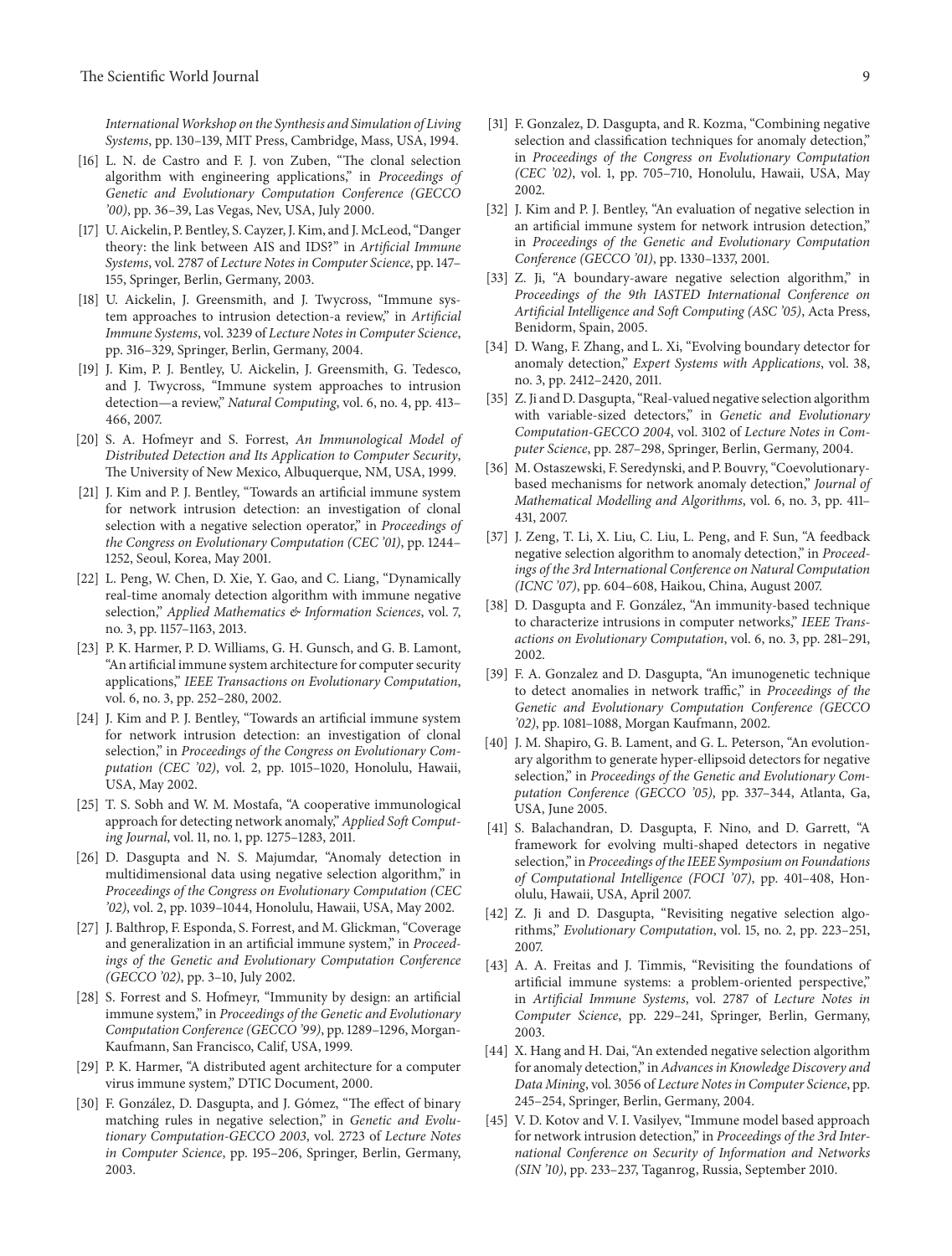*International Workshop on the Synthesis and Simulation of Living Systems*, pp. 130–139, MIT Press, Cambridge, Mass, USA, 1994.

[16] L. N. de Castro and F. J. von Zuben, "The clonal selection algorithm with engineering applications," in *Proceedings of Genetic and Evolutionary Computation Conference (GECCO '00)*, pp. 36–39, Las Vegas, Nev, USA, July 2000.

[17] U. Aickelin, P. Bentley, S. Cayzer, J. Kim, and J. McLeod, "Danger theory: the link between AIS and IDS?" in *Artificial Immune Systems*, vol. 2787 of *Lecture Notes in Computer Science*, pp. 147–155, Springer, Berlin, Germany, 2003.

[18] U. Aickelin, J. Greensmith, and J. Twycross, "Immune system approaches to intrusion detection-a review," in *Artificial Immune Systems*, vol. 3239 of *Lecture Notes in Computer Science*, pp. 316–329, Springer, Berlin, Germany, 2004.

[19] J. Kim, P. J. Bentley, U. Aickelin, J. Greensmith, G. Tedesco, and J. Twycross, "Immune system approaches to intrusion detection—a review," *Natural Computing*, vol. 6, no. 4, pp. 413–466, 2007.

[20] S. A. Hofmeyr and S. Forrest, *An Immunological Model of Distributed Detection and Its Application to Computer Security*, The University of New Mexico, Albuquerque, NM, USA, 1999.

[21] J. Kim and P. J. Bentley, "Towards an artificial immune system for network intrusion detection: an investigation of clonal selection with a negative selection operator," in *Proceedings of the Congress on Evolutionary Computation (CEC '01)*, pp. 1244–1252, Seoul, Korea, May 2001.

[22] L. Peng, W. Chen, D. Xie, Y. Gao, and C. Liang, "Dynamically real-time anomaly detection algorithm with immune negative selection," *Applied Mathematics & Information Sciences*, vol. 7, no. 3, pp. 1157–1163, 2013.

[23] P. K. Harmer, P. D. Williams, G. H. Gunsch, and G. B. Lamont, "An artificial immune system architecture for computer security applications," *IEEE Transactions on Evolutionary Computation*, vol. 6, no. 3, pp. 252–280, 2002.

[24] J. Kim and P. J. Bentley, "Towards an artificial immune system for network intrusion detection: an investigation of clonal selection," in *Proceedings of the Congress on Evolutionary Computation (CEC '02)*, vol. 2, pp. 1015–1020, Honolulu, Hawaii, USA, May 2002.

[25] T. S. Sobh and W. M. Mostafa, "A cooperative immunological approach for detecting network anomaly," *Applied Soft Computing Journal*, vol. 11, no. 1, pp. 1275–1283, 2011.

[26] D. Dasgupta and N. S. Majumdar, "Anomaly detection in multidimensional data using negative selection algorithm," in *Proceedings of the Congress on Evolutionary Computation (CEC '02)*, vol. 2, pp. 1039–1044, Honolulu, Hawaii, USA, May 2002.

[27] J. Balthrop, F. Esponda, S. Forrest, and M. Glickman, "Coverage and generalization in an artificial immune system," in *Proceedings of the Genetic and Evolutionary Computation Conference (GECCO '02)*, pp. 3–10, July 2002.

[28] S. Forrest and S. Hofmeyr, "Immunity by design: an artificial immune system," in *Proceedings of the Genetic and Evolutionary Computation Conference (GECCO '99)*, pp. 1289–1296, Morgan-Kaufmann, San Francisco, Calif, USA, 1999.

[29] P. K. Harmer, "A distributed agent architecture for a computer virus immune system," DTIC Document, 2000.

[30] F. González, D. Dasgupta, and J. Gómez, "The effect of binary matching rules in negative selection," in *Genetic and Evolutionary Computation-GECCO 2003*, vol. 2723 of *Lecture Notes in Computer Science*, pp. 195–206, Springer, Berlin, Germany, 2003.

[31] F. Gonzalez, D. Dasgupta, and R. Kozma, "Combining negative selection and classification techniques for anomaly detection," in *Proceedings of the Congress on Evolutionary Computation (CEC '02)*, vol. 1, pp. 705–710, Honolulu, Hawaii, USA, May 2002.

[32] J. Kim and P. J. Bentley, "An evaluation of negative selection in an artificial immune system for network intrusion detection," in *Proceedings of the Genetic and Evolutionary Computation Conference (GECCO '01)*, pp. 1330–1337, 2001.

[33] Z. Ji, "A boundary-aware negative selection algorithm," in *Proceedings of the 9th IASTED International Conference on Artificial Intelligence and Soft Computing (ASC '05)*, Acta Press, Benidorm, Spain, 2005.

[34] D. Wang, F. Zhang, and L. Xi, "Evolving boundary detector for anomaly detection," *Expert Systems with Applications*, vol. 38, no. 3, pp. 2412–2420, 2011.

[35] Z. Ji and D. Dasgupta, "Real-valued negative selection algorithm with variable-sized detectors," in *Genetic and Evolutionary Computation-GECCO 2004*, vol. 3102 of *Lecture Notes in Computer Science*, pp. 287–298, Springer, Berlin, Germany, 2004.

[36] M. Ostaszewski, F. Seredynski, and P. Bouvry, "Coevolutionary-based mechanisms for network anomaly detection," *Journal of Mathematical Modelling and Algorithms*, vol. 6, no. 3, pp. 411–431, 2007.

[37] J. Zeng, T. Li, X. Liu, C. Liu, L. Peng, and F. Sun, "A feedback negative selection algorithm to anomaly detection," in *Proceedings of the 3rd International Conference on Natural Computation (ICNC '07)*, pp. 604–608, Haikou, China, August 2007.

[38] D. Dasgupta and F. González, "An immunity-based technique to characterize intrusions in computer networks," *IEEE Transactions on Evolutionary Computation*, vol. 6, no. 3, pp. 281–291, 2002.

[39] F. A. Gonzalez and D. Dasgupta, "An imunogenetic technique to detect anomalies in network traffic," in *Proceedings of the Genetic and Evolutionary Computation Conference (GECCO '02)*, pp. 1081–1088, Morgan Kaufmann, 2002.

[40] J. M. Shapiro, G. B. Lament, and G. L. Peterson, "An evolutionary algorithm to generate hyper-ellipsoid detectors for negative selection," in *Proceedings of the Genetic and Evolutionary Computation Conference (GECCO '05)*, pp. 337–344, Atlanta, Ga, USA, June 2005.

[41] S. Balachandran, D. Dasgupta, F. Nino, and D. Garrett, "A framework for evolving multi-shaped detectors in negative selection," in *Proceedings of the IEEE Symposium on Foundations of Computational Intelligence (FOCI '07)*, pp. 401–408, Honolulu, Hawaii, USA, April 2007.

[42] Z. Ji and D. Dasgupta, "Revisiting negative selection algorithms," *Evolutionary Computation*, vol. 15, no. 2, pp. 223–251, 2007.

[43] A. A. Freitas and J. Timmis, "Revisiting the foundations of artificial immune systems: a problem-oriented perspective," in *Artificial Immune Systems*, vol. 2787 of *Lecture Notes in Computer Science*, pp. 229–241, Springer, Berlin, Germany, 2003.

[44] X. Hang and H. Dai, "An extended negative selection algorithm for anomaly detection," in *Advances in Knowledge Discovery and Data Mining*, vol. 3056 of *Lecture Notes in Computer Science*, pp. 245–254, Springer, Berlin, Germany, 2004.

[45] V. D. Kotov and V. I. Vasilyev, "Immune model based approach for network intrusion detection," in *Proceedings of the 3rd International Conference on Security of Information and Networks (SIN '10)*, pp. 233–237, Taganrog, Russia, September 2010.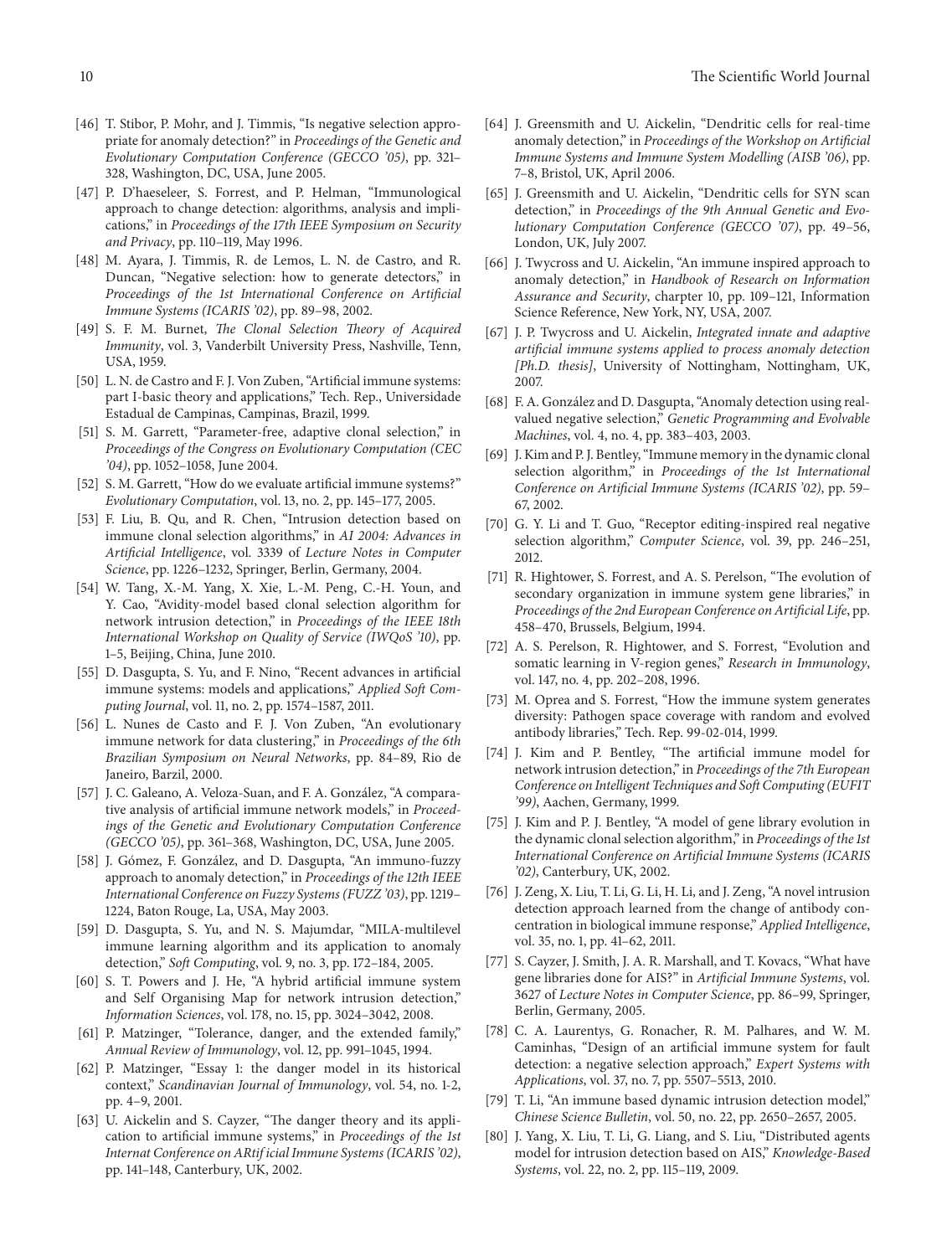[46] T. Stibor, P. Mohr, and J. Timmis, "Is negative selection appropriate for anomaly detection?" in *Proceedings of the Genetic and Evolutionary Computation Conference (GECCO '05)*, pp. 321–328, Washington, DC, USA, June 2005.

[47] P. D'haeseleer, S. Forrest, and P. Helman, "Immunological approach to change detection: algorithms, analysis and implications," in *Proceedings of the 17th IEEE Symposium on Security and Privacy*, pp. 110–119, May 1996.

[48] M. Ayara, J. Timmis, R. de Lemos, L. N. de Castro, and R. Duncan, "Negative selection: how to generate detectors," in *Proceedings of the 1st International Conference on Artificial Immune Systems (ICARIS '02)*, pp. 89–98, 2002.

[49] S. F. M. Burnet, *The Clonal Selection Theory of Acquired Immunity*, vol. 3, Vanderbilt University Press, Nashville, Tenn, USA, 1959.

[50] L. N. de Castro and F. J. Von Zuben, "Artificial immune systems: part I-basic theory and applications," Tech. Rep., Universidade Estadual de Campinas, Campinas, Brazil, 1999.

[51] S. M. Garrett, "Parameter-free, adaptive clonal selection," in *Proceedings of the Congress on Evolutionary Computation (CEC '04)*, pp. 1052–1058, June 2004.

[52] S. M. Garrett, "How do we evaluate artificial immune systems?" *Evolutionary Computation*, vol. 13, no. 2, pp. 145–177, 2005.

[53] F. Liu, B. Qu, and R. Chen, "Intrusion detection based on immune clonal selection algorithms," in *AI 2004: Advances in Artificial Intelligence*, vol. 3339 of *Lecture Notes in Computer Science*, pp. 1226–1232, Springer, Berlin, Germany, 2004.

[54] W. Tang, X.-M. Yang, X. Xie, L.-M. Peng, C.-H. Youn, and Y. Cao, "Avidity-model based clonal selection algorithm for network intrusion detection," in *Proceedings of the IEEE 18th International Workshop on Quality of Service (IWQoS '10)*, pp. 1–5, Beijing, China, June 2010.

[55] D. Dasgupta, S. Yu, and F. Nino, "Recent advances in artificial immune systems: models and applications," *Applied Soft Computing Journal*, vol. 11, no. 2, pp. 1574–1587, 2011.

[56] L. Nunes de Casto and F. J. Von Zuben, "An evolutionary immune network for data clustering," in *Proceedings of the 6th Brazilian Symposium on Neural Networks*, pp. 84–89, Rio de Janeiro, Barzil, 2000.

[57] J. C. Galeano, A. Veloza-Suan, and F. A. González, "A comparative analysis of artificial immune network models," in *Proceedings of the Genetic and Evolutionary Computation Conference (GECCO '05)*, pp. 361–368, Washington, DC, USA, June 2005.

[58] J. Gómez, F. González, and D. Dasgupta, "An immuno-fuzzy approach to anomaly detection," in *Proceedings of the 12th IEEE International Conference on Fuzzy Systems (FUZZ '03)*, pp. 1219–1224, Baton Rouge, La, USA, May 2003.

[59] D. Dasgupta, S. Yu, and N. S. Majumdar, "MILA-multilevel immune learning algorithm and its application to anomaly detection," *Soft Computing*, vol. 9, no. 3, pp. 172–184, 2005.

[60] S. T. Powers and J. He, "A hybrid artificial immune system and Self Organising Map for network intrusion detection," *Information Sciences*, vol. 178, no. 15, pp. 3024–3042, 2008.

[61] P. Matzinger, "Tolerance, danger, and the extended family," *Annual Review of Immunology*, vol. 12, pp. 991–1045, 1994.

[62] P. Matzinger, "Essay 1: the danger model in its historical context," *Scandinavian Journal of Immunology*, vol. 54, no. 1-2, pp. 4–9, 2001.

[63] U. Aickelin and S. Cayzer, "The danger theory and its application to artificial immune systems," in *Proceedings of the 1st Internat Conference on ARtif icial Immune Systems (ICARIS '02)*, pp. 141–148, Canterbury, UK, 2002.

[64] J. Greensmith and U. Aickelin, "Dendritic cells for real-time anomaly detection," in *Proceedings of the Workshop on Artificial Immune Systems and Immune System Modelling (AISB '06)*, pp. 7–8, Bristol, UK, April 2006.

[65] J. Greensmith and U. Aickelin, "Dendritic cells for SYN scan detection," in *Proceedings of the 9th Annual Genetic and Evolutionary Computation Conference (GECCO '07)*, pp. 49–56, London, UK, July 2007.

[66] J. Twycross and U. Aickelin, "An immune inspired approach to anomaly detection," in *Handbook of Research on Information Assurance and Security*, charpter 10, pp. 109–121, Information Science Reference, New York, NY, USA, 2007.

[67] J. P. Twycross and U. Aickelin, *Integrated innate and adaptive artificial immune systems applied to process anomaly detection [Ph.D. thesis]*, University of Nottingham, Nottingham, UK, 2007.

[68] F. A. González and D. Dasgupta, "Anomaly detection using real-valued negative selection," *Genetic Programming and Evolvable Machines*, vol. 4, no. 4, pp. 383–403, 2003.

[69] J. Kim and P. J. Bentley, "Immune memory in the dynamic clonal selection algorithm," in *Proceedings of the 1st International Conference on Artificial Immune Systems (ICARIS '02)*, pp. 59–67, 2002.

[70] G. Y. Li and T. Guo, "Receptor editing-inspired real negative selection algorithm," *Computer Science*, vol. 39, pp. 246–251, 2012.

[71] R. Hightower, S. Forrest, and A. S. Perelson, "The evolution of secondary organization in immune system gene libraries," in *Proceedings of the 2nd European Conference on Artificial Life*, pp. 458–470, Brussels, Belgium, 1994.

[72] A. S. Perelson, R. Hightower, and S. Forrest, "Evolution and somatic learning in V-region genes," *Research in Immunology*, vol. 147, no. 4, pp. 202–208, 1996.

[73] M. Oprea and S. Forrest, "How the immune system generates diversity: Pathogen space coverage with random and evolved antibody libraries," Tech. Rep. 99-02-014, 1999.

[74] J. Kim and P. Bentley, "The artificial immune model for network intrusion detection," in *Proceedings of the 7th European Conference on Intelligent Techniques and Soft Computing (EUFIT '99)*, Aachen, Germany, 1999.

[75] J. Kim and P. J. Bentley, "A model of gene library evolution in the dynamic clonal selection algorithm," in *Proceedings of the 1st International Conference on Artificial Immune Systems (ICARIS '02)*, Canterbury, UK, 2002.

[76] J. Zeng, X. Liu, T. Li, G. Li, H. Li, and J. Zeng, "A novel intrusion detection approach learned from the change of antibody concentration in biological immune response," *Applied Intelligence*, vol. 35, no. 1, pp. 41–62, 2011.

[77] S. Cayzer, J. Smith, J. A. R. Marshall, and T. Kovacs, "What have gene libraries done for AIS?" in *Artificial Immune Systems*, vol. 3627 of *Lecture Notes in Computer Science*, pp. 86–99, Springer, Berlin, Germany, 2005.

[78] C. A. Laurentys, G. Ronacher, R. M. Palhares, and W. M. Caminhas, "Design of an artificial immune system for fault detection: a negative selection approach," *Expert Systems with Applications*, vol. 37, no. 7, pp. 5507–5513, 2010.

[79] T. Li, "An immune based dynamic intrusion detection model," *Chinese Science Bulletin*, vol. 50, no. 22, pp. 2650–2657, 2005.

[80] J. Yang, X. Liu, T. Li, G. Liang, and S. Liu, "Distributed agents model for intrusion detection based on AIS," *Knowledge-Based Systems*, vol. 22, no. 2, pp. 115–119, 2009.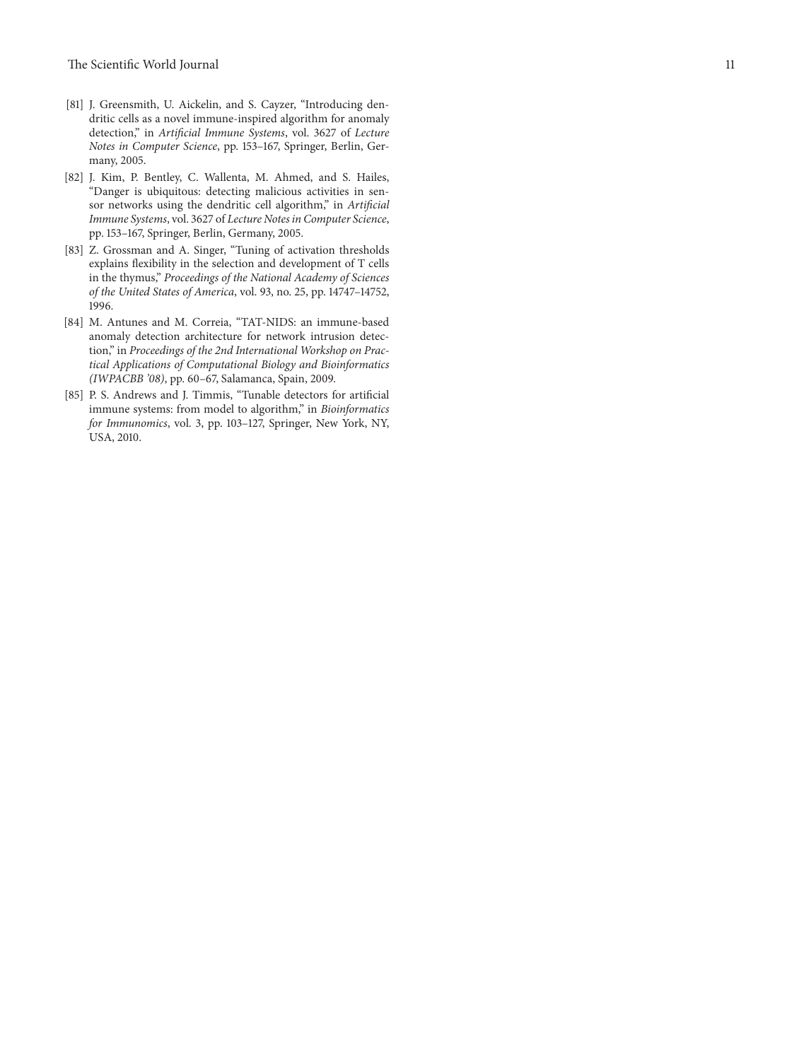[81] J. Greensmith, U. Aickelin, and S. Cayzer, "Introducing dendritic cells as a novel immune-inspired algorithm for anomaly detection," in *Artificial Immune Systems*, vol. 3627 of *Lecture Notes in Computer Science*, pp. 153–167, Springer, Berlin, Germany, 2005.

[82] J. Kim, P. Bentley, C. Wallenta, M. Ahmed, and S. Hailes, "Danger is ubiquitous: detecting malicious activities in sensor networks using the dendritic cell algorithm," in *Artificial Immune Systems*, vol. 3627 of *Lecture Notes in Computer Science*, pp. 153–167, Springer, Berlin, Germany, 2005.

[83] Z. Grossman and A. Singer, "Tuning of activation thresholds explains flexibility in the selection and development of T cells in the thymus," *Proceedings of the National Academy of Sciences of the United States of America*, vol. 93, no. 25, pp. 14747–14752, 1996.

[84] M. Antunes and M. Correia, "TAT-NIDS: an immune-based anomaly detection architecture for network intrusion detection," in *Proceedings of the 2nd International Workshop on Practical Applications of Computational Biology and Bioinformatics (IWPACBB '08)*, pp. 60–67, Salamanca, Spain, 2009.

[85] P. S. Andrews and J. Timmis, "Tunable detectors for artificial immune systems: from model to algorithm," in *Bioinformatics for Immunomics*, vol. 3, pp. 103–127, Springer, New York, NY, USA, 2010.